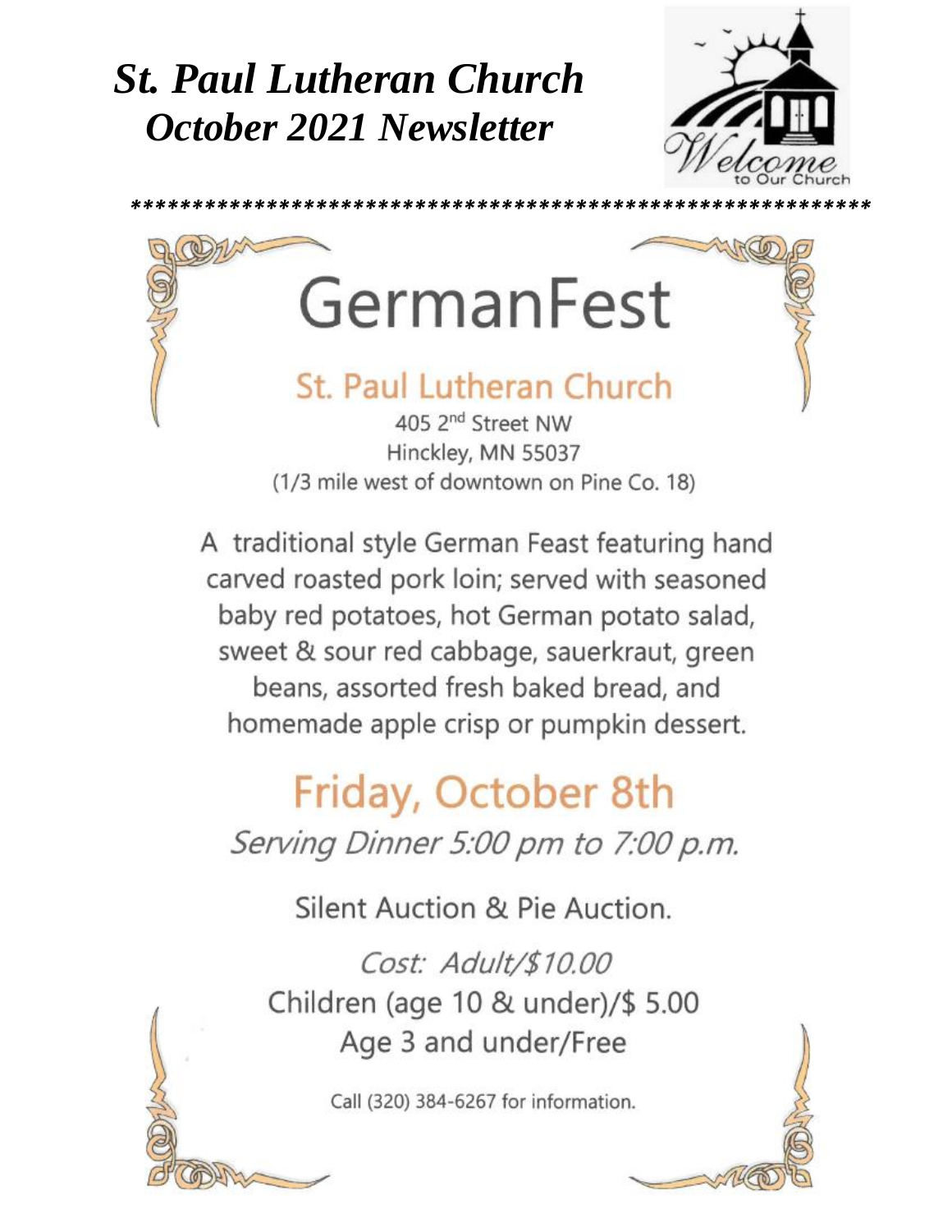# *St. Paul Lutheran Church*
# *October 2021 Newsletter*

*********************************************************

# GermanFest

## St. Paul Lutheran Church

405 2nd Street NW
Hinckley, MN 55037
(1/3 mile west of downtown on Pine Co. 18)

A traditional style German Feast featuring hand carved roasted pork loin; served with seasoned baby red potatoes, hot German potato salad, sweet & sour red cabbage, sauerkraut, green beans, assorted fresh baked bread, and homemade apple crisp or pumpkin dessert.

## Friday, October 8th

*Serving Dinner 5:00 pm to 7:00 p.m.*

Silent Auction & Pie Auction.

*Cost: Adult/$10.00*
Children (age 10 & under)/$ 5.00
Age 3 and under/Free

Call (320) 384-6267 for information.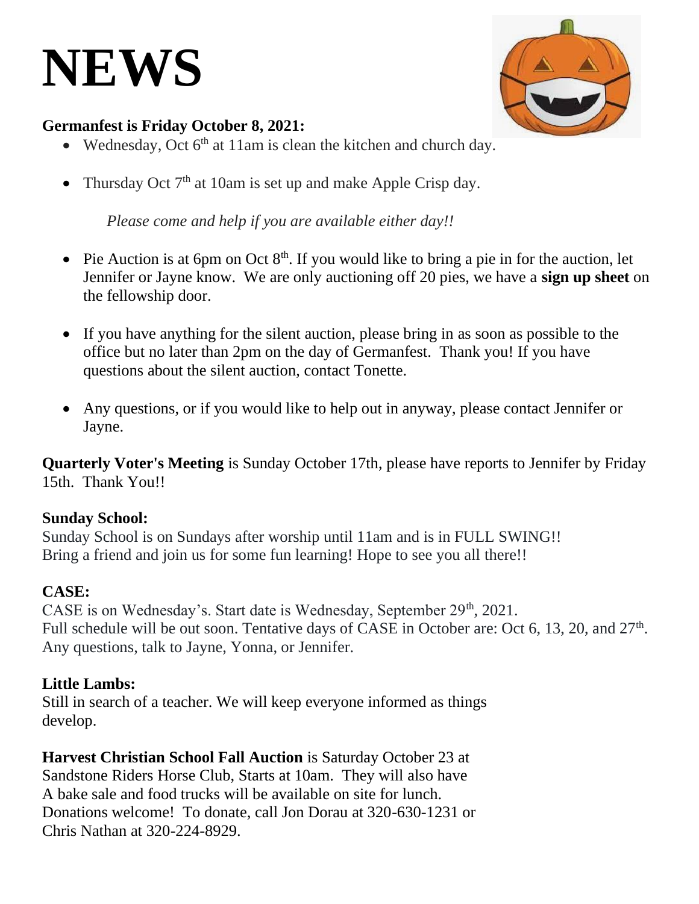# NEWS

**Germanfest is Friday October 8, 2021:**

- Wednesday, Oct 6th at 11am is clean the kitchen and church day.
- Thursday Oct 7th at 10am is set up and make Apple Crisp day.

*Please come and help if you are available either day!!*

- Pie Auction is at 6pm on Oct 8th. If you would like to bring a pie in for the auction, let Jennifer or Jayne know. We are only auctioning off 20 pies, we have a **sign up sheet** on the fellowship door.
- If you have anything for the silent auction, please bring in as soon as possible to the office but no later than 2pm on the day of Germanfest. Thank you! If you have questions about the silent auction, contact Tonette.
- Any questions, or if you would like to help out in anyway, please contact Jennifer or Jayne.

**Quarterly Voter's Meeting** is Sunday October 17th, please have reports to Jennifer by Friday 15th. Thank You!!

**Sunday School:**
Sunday School is on Sundays after worship until 11am and is in FULL SWING!!
Bring a friend and join us for some fun learning! Hope to see you all there!!

**CASE:**
CASE is on Wednesday's. Start date is Wednesday, September 29th, 2021.
Full schedule will be out soon. Tentative days of CASE in October are: Oct 6, 13, 20, and 27th.
Any questions, talk to Jayne, Yonna, or Jennifer.

**Little Lambs:**
Still in search of a teacher. We will keep everyone informed as things develop.

**Harvest Christian School Fall Auction** is Saturday October 23 at Sandstone Riders Horse Club, Starts at 10am. They will also have A bake sale and food trucks will be available on site for lunch. Donations welcome! To donate, call Jon Dorau at 320-630-1231 or Chris Nathan at 320-224-8929.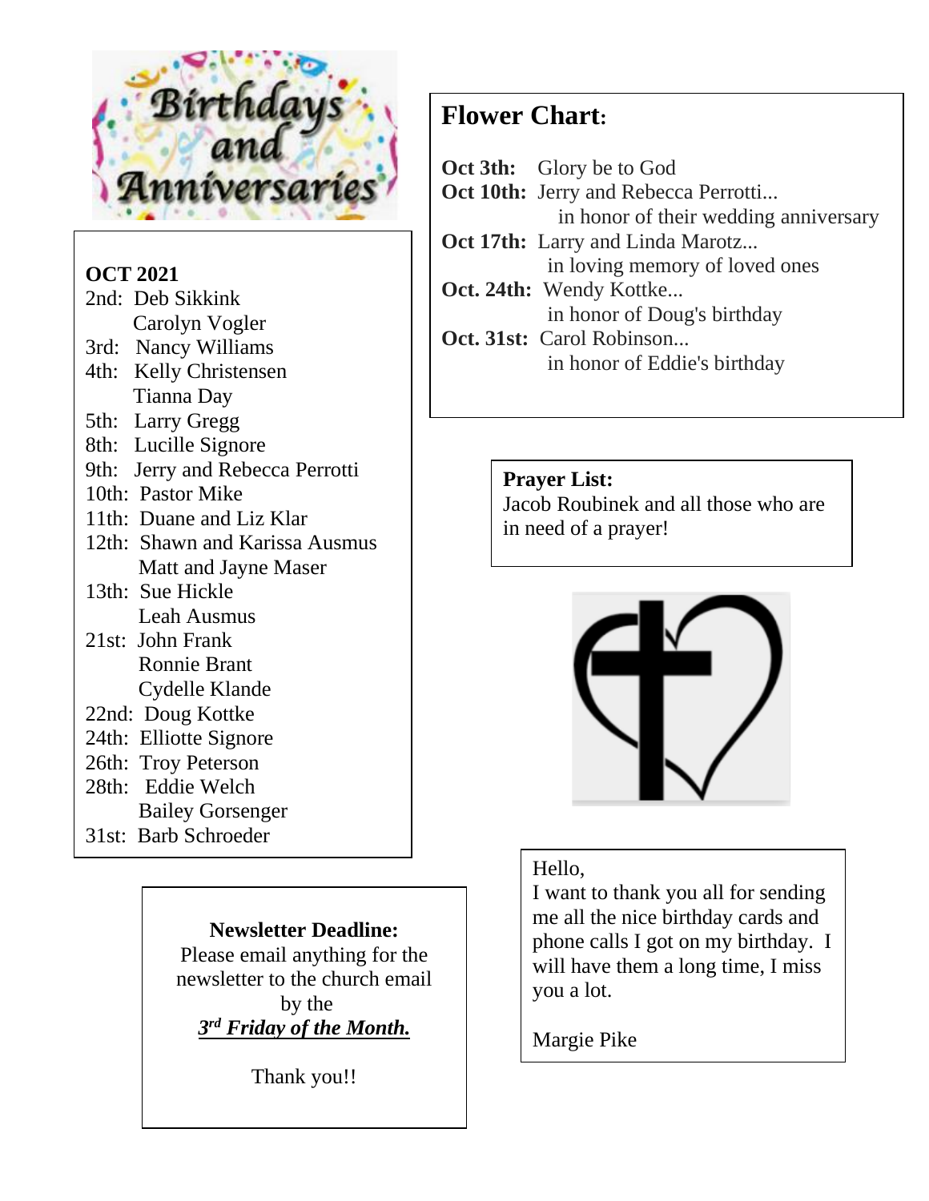# Birthdays and Anniversaries

**OCT 2021**

2nd: Deb Sikkink
 Carolyn Vogler
3rd: Nancy Williams
4th: Kelly Christensen
 Tianna Day
5th: Larry Gregg
8th: Lucille Signore
9th: Jerry and Rebecca Perrotti
10th: Pastor Mike
11th: Duane and Liz Klar
12th: Shawn and Karissa Ausmus
 Matt and Jayne Maser
13th: Sue Hickle
 Leah Ausmus
21st: John Frank
 Ronnie Brant
 Cydelle Klande
22nd: Doug Kottke
24th: Elliotte Signore
26th: Troy Peterson
28th: Eddie Welch
 Bailey Gorsenger
31st: Barb Schroeder

## Flower Chart:

**Oct 3th:** Glory be to God
**Oct 10th:** Jerry and Rebecca Perrotti...
 in honor of their wedding anniversary
**Oct 17th:** Larry and Linda Marotz...
 in loving memory of loved ones
**Oct. 24th:** Wendy Kottke...
 in honor of Doug's birthday
**Oct. 31st:** Carol Robinson...
 in honor of Eddie's birthday

**Prayer List:**
Jacob Roubinek and all those who are in need of a prayer!

**Newsletter Deadline:**
Please email anything for the newsletter to the church email by the
***3rd Friday of the Month.***

Thank you!!

Hello,
I want to thank you all for sending me all the nice birthday cards and phone calls I got on my birthday. I will have them a long time, I miss you a lot.

Margie Pike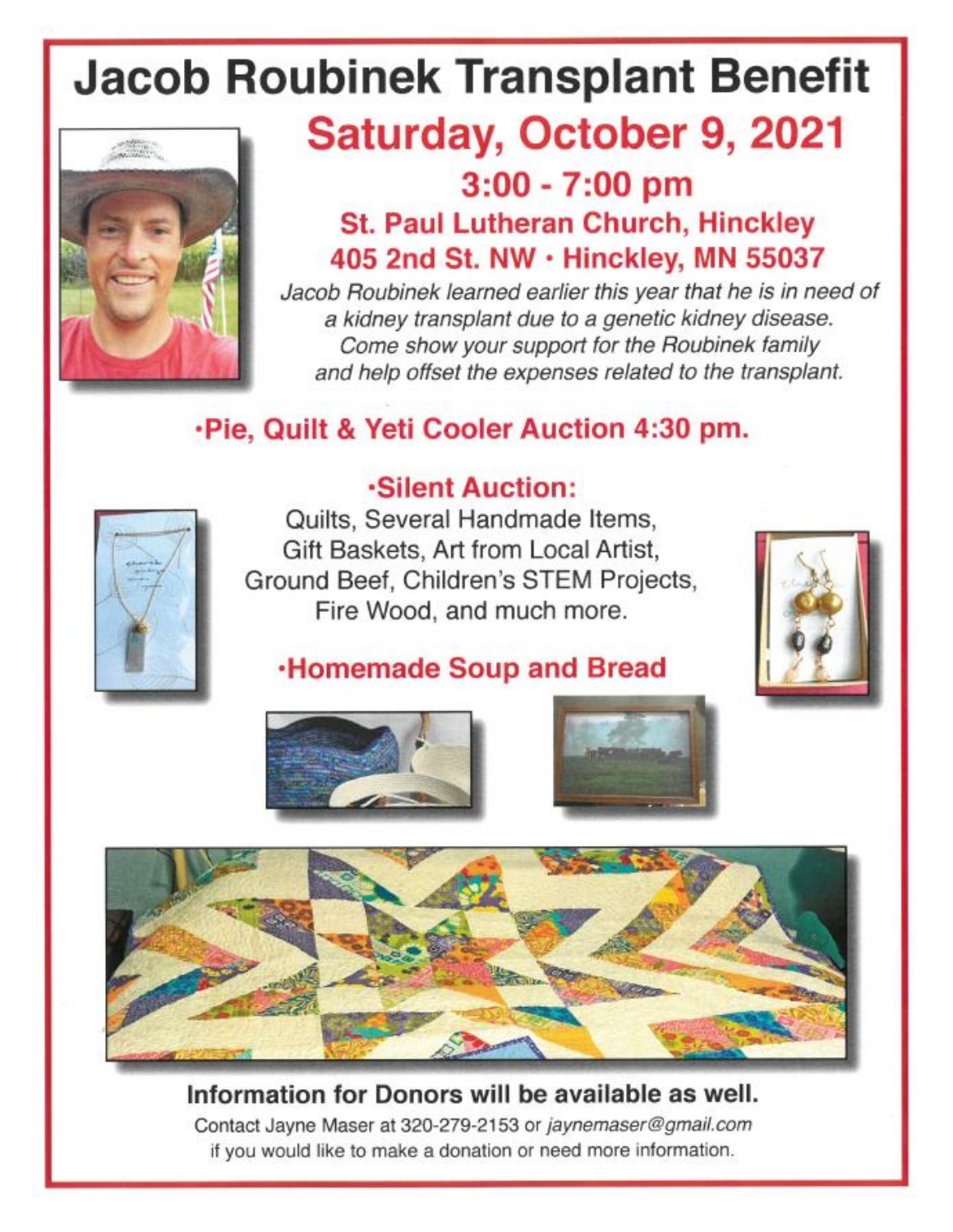# Jacob Roubinek Transplant Benefit

## Saturday, October 9, 2021

### 3:00 - 7:00 pm

### St. Paul Lutheran Church, Hinckley
### 405 2nd St. NW · Hinckley, MN 55037

*Jacob Roubinek learned earlier this year that he is in need of a kidney transplant due to a genetic kidney disease. Come show your support for the Roubinek family and help offset the expenses related to the transplant.*

## ·Pie, Quilt & Yeti Cooler Auction 4:30 pm.

## ·Silent Auction:

Quilts, Several Handmade Items, Gift Baskets, Art from Local Artist, Ground Beef, Children's STEM Projects, Fire Wood, and much more.

## ·Homemade Soup and Bread

**Information for Donors will be available as well.**

Contact Jayne Maser at 320-279-2153 or *jaynemaser@gmail.com* if you would like to make a donation or need more information.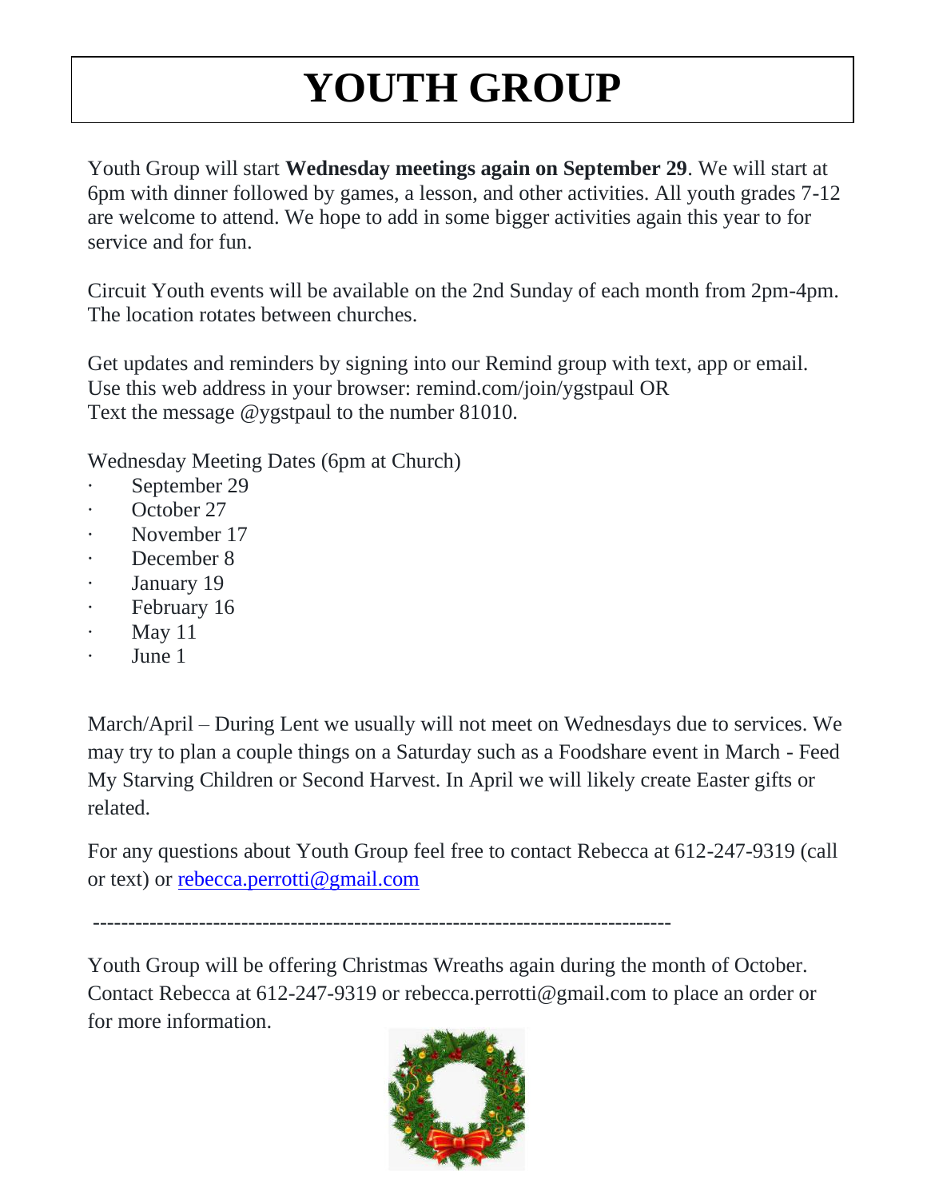# YOUTH GROUP

Youth Group will start **Wednesday meetings again on September 29**. We will start at 6pm with dinner followed by games, a lesson, and other activities. All youth grades 7-12 are welcome to attend. We hope to add in some bigger activities again this year to for service and for fun.

Circuit Youth events will be available on the 2nd Sunday of each month from 2pm-4pm. The location rotates between churches.

Get updates and reminders by signing into our Remind group with text, app or email.
Use this web address in your browser: remind.com/join/ygstpaul OR
Text the message @ygstpaul to the number 81010.

Wednesday Meeting Dates (6pm at Church)

- September 29
- October 27
- November 17
- December 8
- January 19
- February 16
- May 11
- June 1

March/April – During Lent we usually will not meet on Wednesdays due to services. We may try to plan a couple things on a Saturday such as a Foodshare event in March - Feed My Starving Children or Second Harvest. In April we will likely create Easter gifts or related.

For any questions about Youth Group feel free to contact Rebecca at 612-247-9319 (call or text) or [rebecca.perrotti@gmail.com](mailto:rebecca.perrotti@gmail.com)

---

Youth Group will be offering Christmas Wreaths again during the month of October. Contact Rebecca at 612-247-9319 or rebecca.perrotti@gmail.com to place an order or for more information.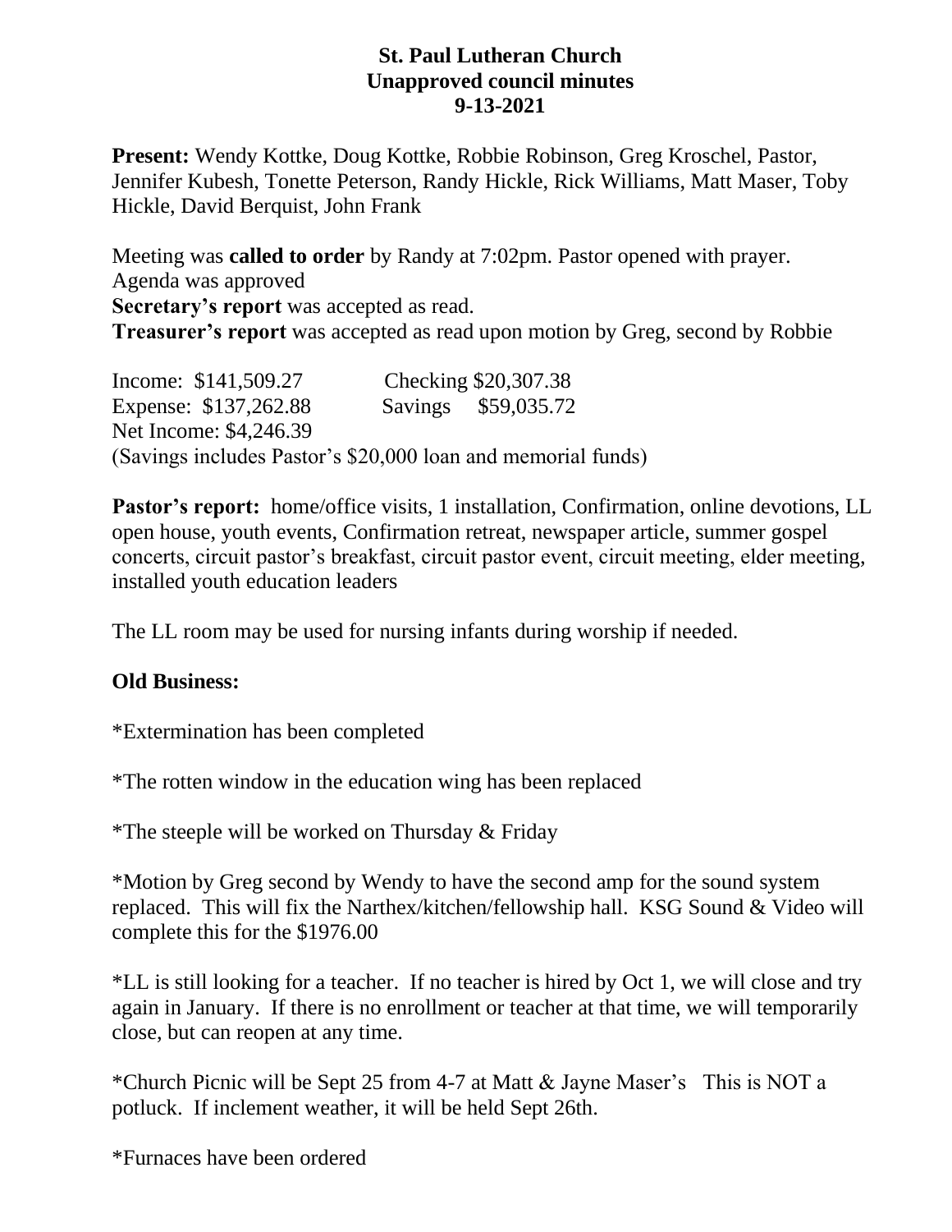**St. Paul Lutheran Church**
**Unapproved council minutes**
**9-13-2021**

**Present:** Wendy Kottke, Doug Kottke, Robbie Robinson, Greg Kroschel, Pastor, Jennifer Kubesh, Tonette Peterson, Randy Hickle, Rick Williams, Matt Maser, Toby Hickle, David Berquist, John Frank

Meeting was **called to order** by Randy at 7:02pm. Pastor opened with prayer.
Agenda was approved
**Secretary's report** was accepted as read.
**Treasurer's report** was accepted as read upon motion by Greg, second by Robbie

Income: $141,509.27 Checking $20,307.38
Expense: $137,262.88 Savings $59,035.72
Net Income: $4,246.39
(Savings includes Pastor's $20,000 loan and memorial funds)

**Pastor's report:** home/office visits, 1 installation, Confirmation, online devotions, LL open house, youth events, Confirmation retreat, newspaper article, summer gospel concerts, circuit pastor's breakfast, circuit pastor event, circuit meeting, elder meeting, installed youth education leaders

The LL room may be used for nursing infants during worship if needed.

**Old Business:**

*Extermination has been completed

*The rotten window in the education wing has been replaced

*The steeple will be worked on Thursday & Friday

*Motion by Greg second by Wendy to have the second amp for the sound system replaced. This will fix the Narthex/kitchen/fellowship hall. KSG Sound & Video will complete this for the $1976.00

*LL is still looking for a teacher. If no teacher is hired by Oct 1, we will close and try again in January. If there is no enrollment or teacher at that time, we will temporarily close, but can reopen at any time.

*Church Picnic will be Sept 25 from 4-7 at Matt & Jayne Maser's This is NOT a potluck. If inclement weather, it will be held Sept 26th.

*Furnaces have been ordered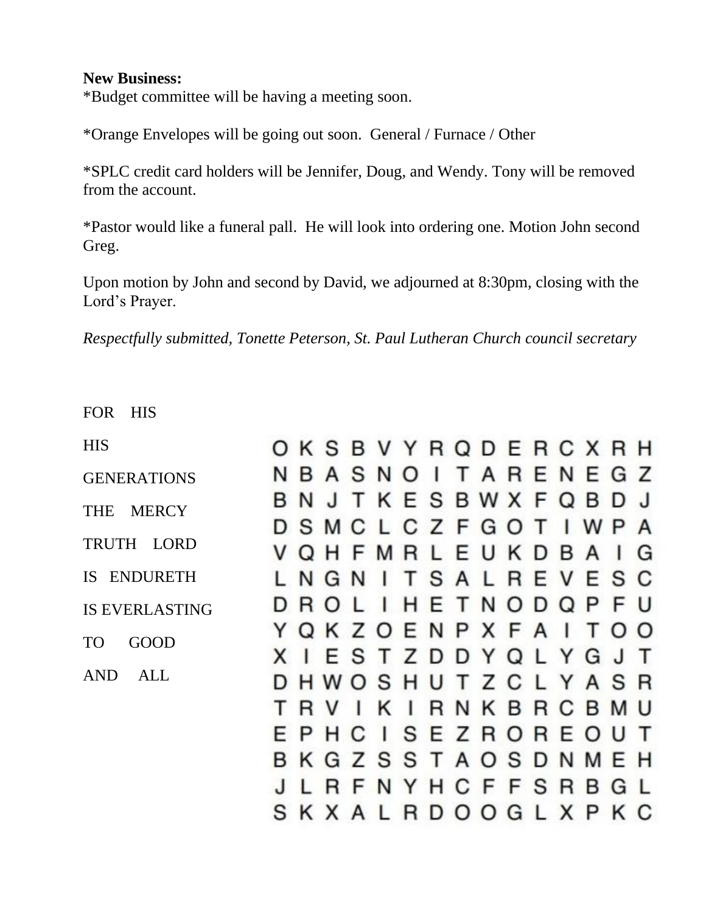**New Business:**

*Budget committee will be having a meeting soon.

*Orange Envelopes will be going out soon. General / Furnace / Other

*SPLC credit card holders will be Jennifer, Doug, and Wendy. Tony will be removed from the account.

*Pastor would like a funeral pall. He will look into ordering one. Motion John second Greg.

Upon motion by John and second by David, we adjourned at 8:30pm, closing with the Lord's Prayer.

*Respectfully submitted, Tonette Peterson, St. Paul Lutheran Church council secretary*

FOR HIS

HIS

GENERATIONS

THE MERCY

TRUTH LORD

IS ENDURETH

IS EVERLASTING

TO GOOD

AND ALL

```
O K S B V Y R Q D E R C X R H
N B A S N O I T A R E N E G Z
B N J T K E S B W X F Q B D J
D S M C L C Z F G O T I W P A
V Q H F M R L E U K D B A I G
L N G N I T S A L R E V E S C
D R O L I H E T N O D Q P F U
Y Q K Z O E N P X F A I T O O
X I E S T Z D D Y Q L Y G J T
D H W O S H U T Z C L Y A S R
T R V I K I R N K B R C B M U
E P H C I S E Z R O R E O U T
B K G Z S S T A O S D N M E H
J L R F N Y H C F F S R B G L
S K X A L R D O O G L X P K C
```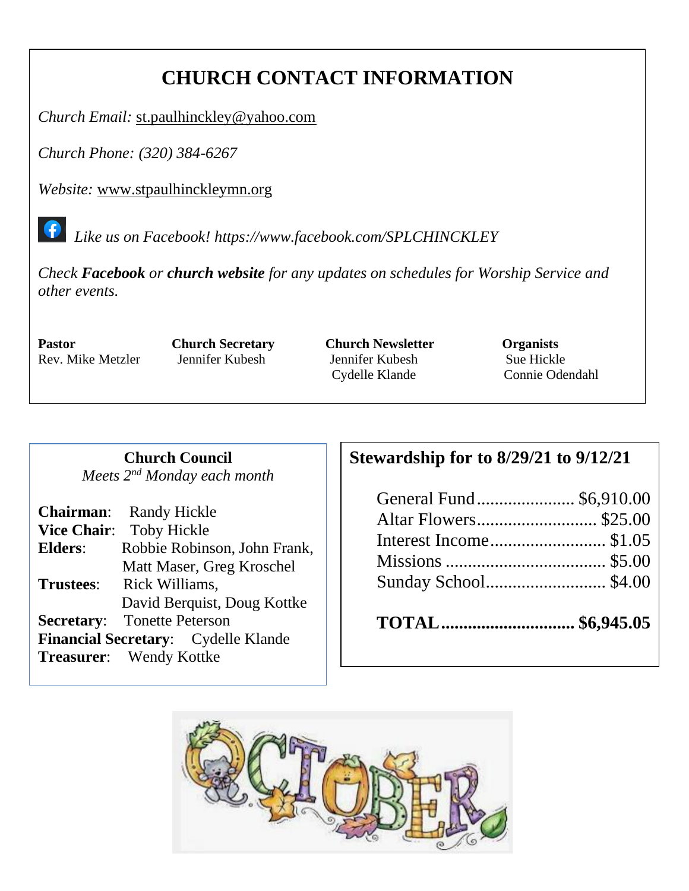# CHURCH CONTACT INFORMATION

*Church Email:* st.paulhinckley@yahoo.com

*Church Phone: (320) 384-6267*

*Website:* www.stpaulhinckleymn.org

*Like us on Facebook! https://www.facebook.com/SPLCHINCKLEY*

*Check **Facebook** or **church website** for any updates on schedules for Worship Service and other events.*

**Pastor**
Rev. Mike Metzler

**Church Secretary**
Jennifer Kubesh

**Church Newsletter**
Jennifer Kubesh
Cydelle Klande

**Organists**
Sue Hickle
Connie Odendahl

## Church Council

*Meets 2nd Monday each month*

**Chairman**: Randy Hickle
**Vice Chair**: Toby Hickle
**Elders**: Robbie Robinson, John Frank, Matt Maser, Greg Kroschel
**Trustees**: Rick Williams, David Berquist, Doug Kottke
**Secretary**: Tonette Peterson
**Financial Secretary**: Cydelle Klande
**Treasurer**: Wendy Kottke

## Stewardship for to 8/29/21 to 9/12/21

| | |
|---|---|
| General Fund | $6,910.00 |
| Altar Flowers | $25.00 |
| Interest Income | $1.05 |
| Missions | $5.00 |
| Sunday School | $4.00 |
| **TOTAL** | **$6,945.05** |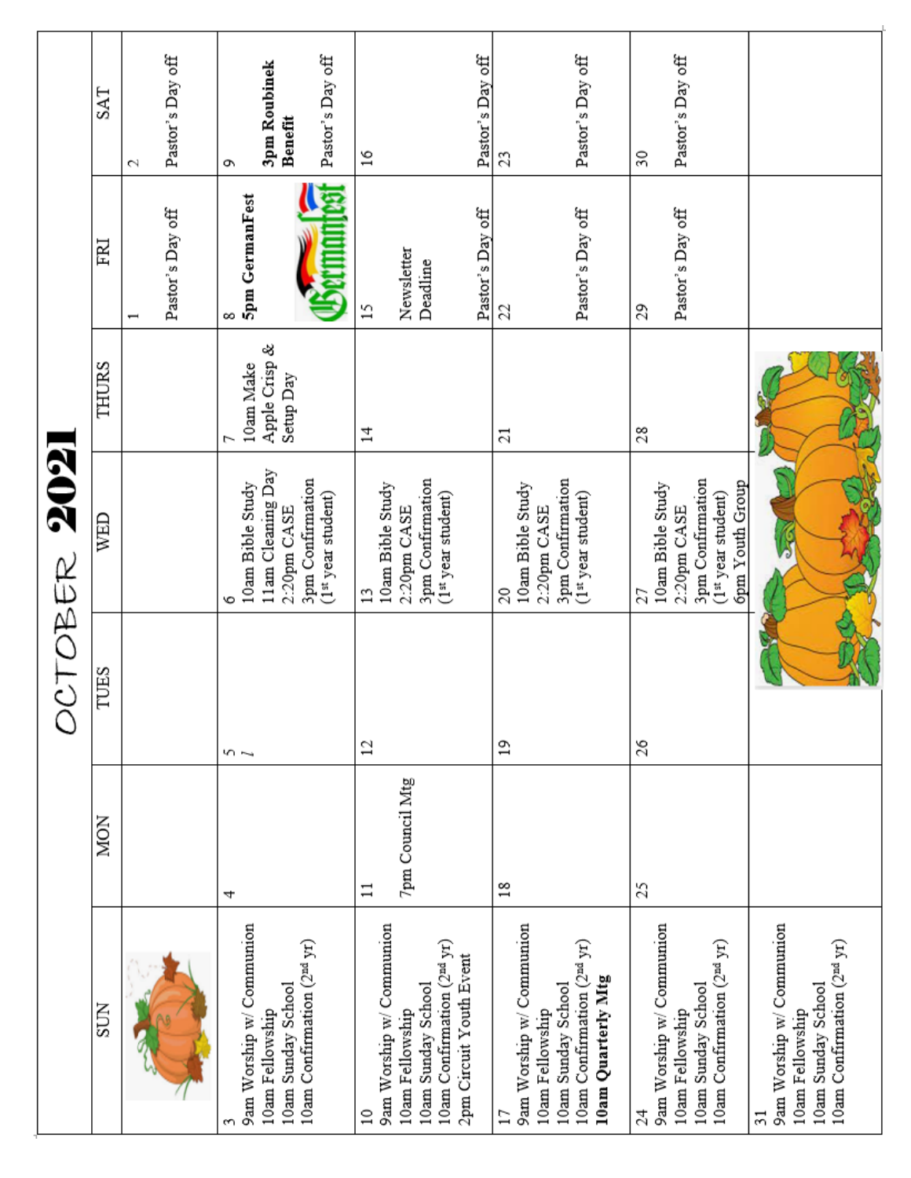# OCTOBER 2021

| SUN | MON | TUES | WED | THURS | FRI | SAT |
|---|---|---|---|---|---|---|
| | | | | | 1<br>Pastor's Day off | 2<br>Pastor's Day off |
| 3<br>9am Worship w/ Communion<br>10am Fellowship<br>10am Sunday School<br>10am Confirmation (2[nd] yr) | 4 | 5 | 6<br>10am Bible Study<br>11am Cleaning Day<br>2:20pm CASE<br>3pm Confirmation (1[st] year student) | 7<br>10am Make Apple Crisp & Setup Day | 8<br>**5pm GermanFest** | 9<br>**3pm Roubinek Benefit**<br>Pastor's Day off |
| 10<br>9am Worship w/ Communion<br>10am Fellowship<br>10am Sunday School<br>10am Confirmation (2[nd] yr)<br>2pm Circuit Youth Event | 11<br>7pm Council Mtg | 12 | 13<br>10am Bible Study<br>2:20pm CASE<br>3pm Confirmation (1[st] year student) | 14 | 15<br>Newsletter Deadline<br>Pastor's Day off | 16<br>Pastor's Day off |
| 17<br>9am Worship w/ Communion<br>10am Fellowship<br>10am Sunday School<br>10am Confirmation (2[nd] yr)<br>**10am Quarterly Mtg** | 18 | 19 | 20<br>10am Bible Study<br>2:20pm CASE<br>3pm Confirmation (1[st] year student) | 21 | 22<br>Pastor's Day off | 23<br>Pastor's Day off |
| 24<br>9am Worship w/ Communion<br>10am Fellowship<br>10am Sunday School<br>10am Confirmation (2[nd] yr) | 25 | 26 | 27<br>10am Bible Study<br>2:20pm CASE<br>3pm Confirmation (1[st] year student)<br>6pm Youth Group | 28 | 29<br>Pastor's Day off | 30<br>Pastor's Day off |
| 31<br>9am Worship w/ Communion<br>10am Fellowship<br>10am Sunday School<br>10am Confirmation (2[nd] yr) | | | | | | |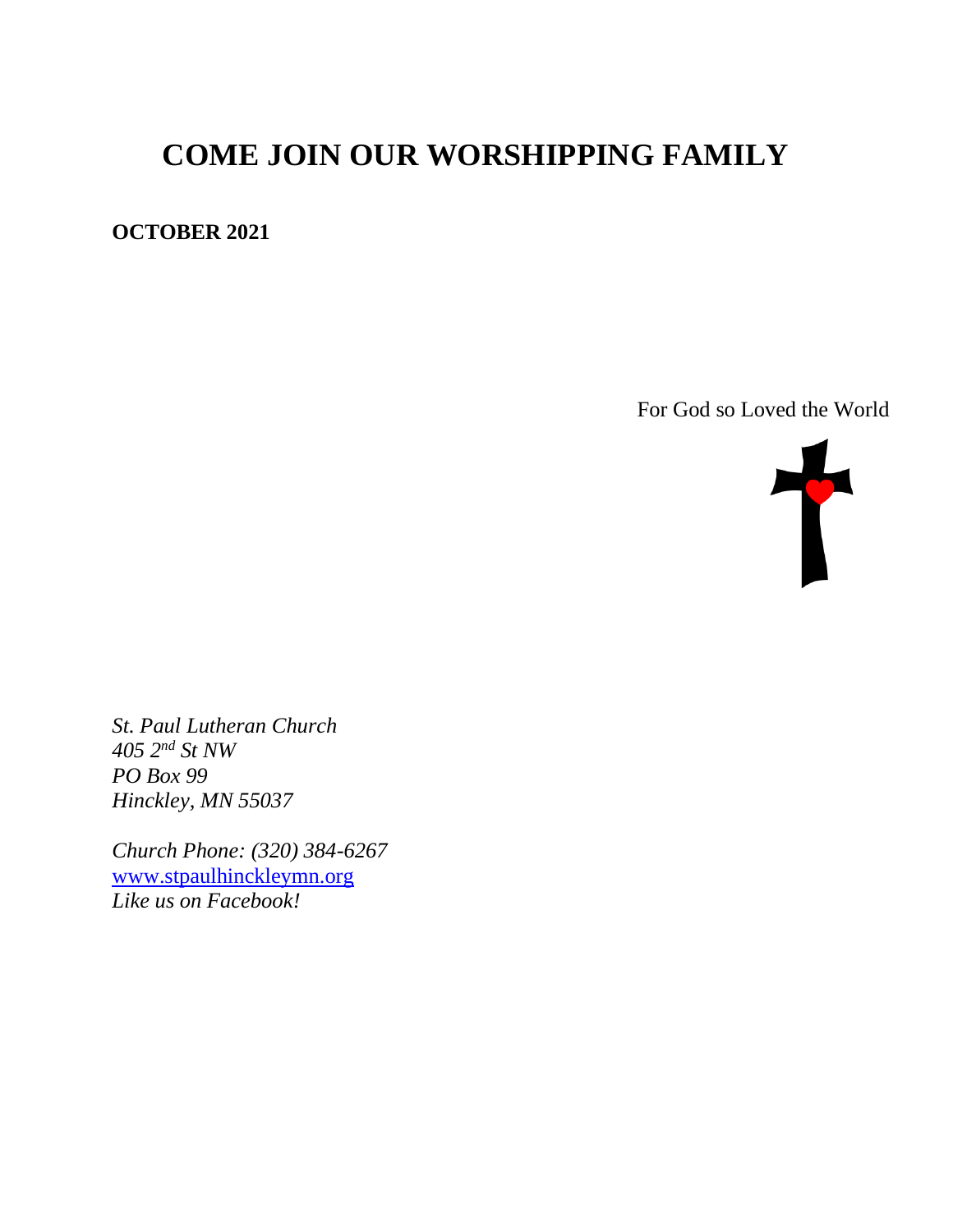# COME JOIN OUR WORSHIPPING FAMILY

**OCTOBER 2021**

For God so Loved the World

*St. Paul Lutheran Church*
*405 2nd St NW*
*PO Box 99*
*Hinckley, MN 55037*

*Church Phone: (320) 384-6267*
[www.stpaulhinckleymn.org](http://www.stpaulhinckleymn.org)
*Like us on Facebook!*